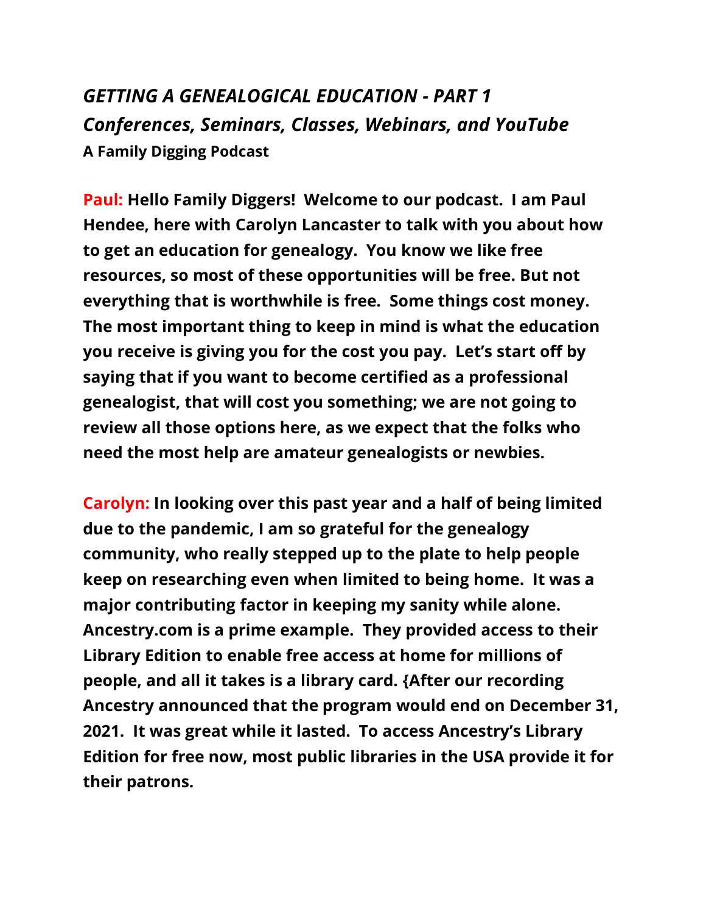## *GETTING A GENEALOGICAL EDUCATION - PART 1*
## *Conferences, Seminars, Classes, Webinars, and YouTube*
**A Family Digging Podcast**

**Paul: Hello Family Diggers! Welcome to our podcast. I am Paul Hendee, here with Carolyn Lancaster to talk with you about how to get an education for genealogy. You know we like free resources, so most of these opportunities will be free. But not everything that is worthwhile is free. Some things cost money. The most important thing to keep in mind is what the education you receive is giving you for the cost you pay. Let's start off by saying that if you want to become certified as a professional genealogist, that will cost you something; we are not going to review all those options here, as we expect that the folks who need the most help are amateur genealogists or newbies.**

**Carolyn: In looking over this past year and a half of being limited due to the pandemic, I am so grateful for the genealogy community, who really stepped up to the plate to help people keep on researching even when limited to being home. It was a major contributing factor in keeping my sanity while alone. Ancestry.com is a prime example. They provided access to their Library Edition to enable free access at home for millions of people, and all it takes is a library card. {After our recording Ancestry announced that the program would end on December 31, 2021. It was great while it lasted. To access Ancestry's Library Edition for free now, most public libraries in the USA provide it for their patrons.**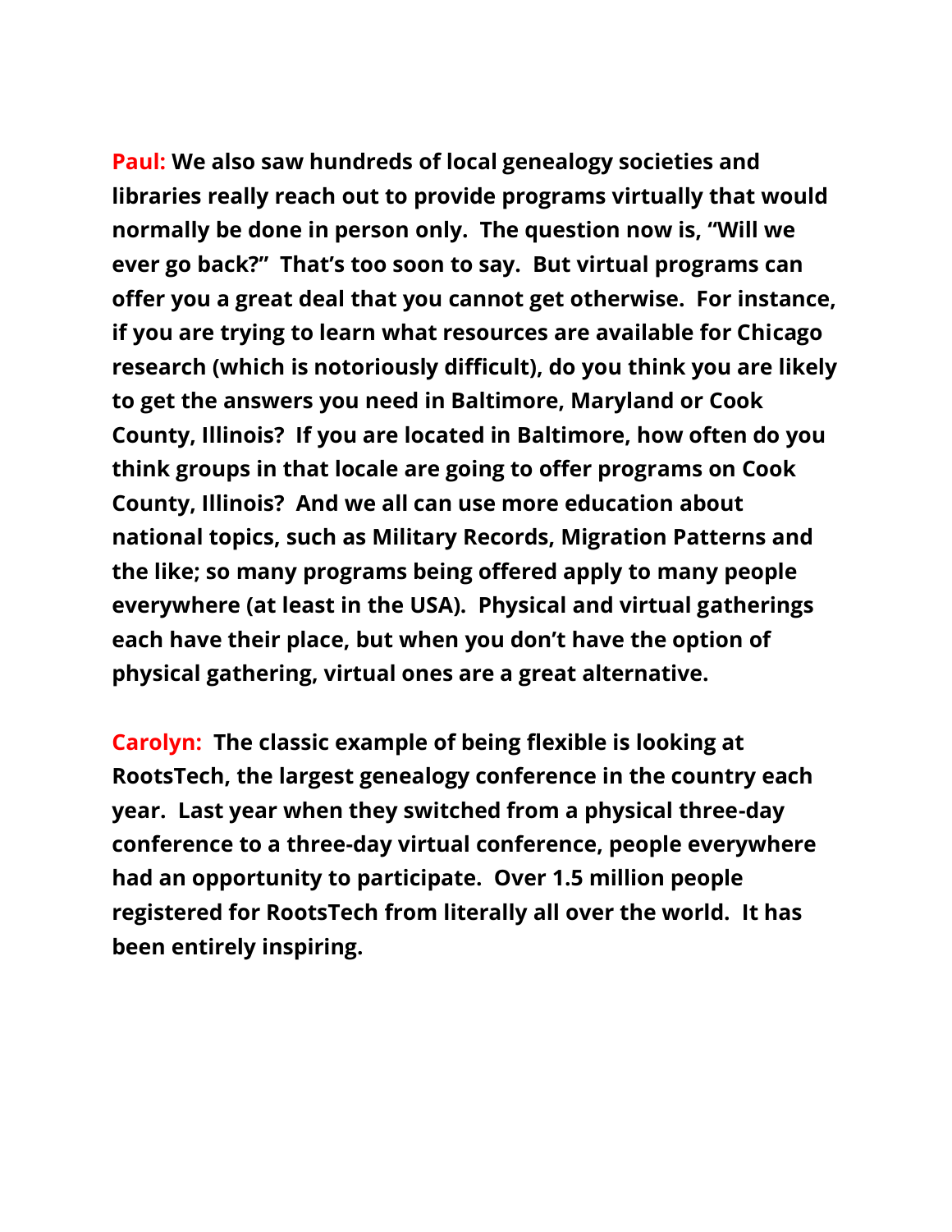**Paul:** **We also saw hundreds of local genealogy societies and libraries really reach out to provide programs virtually that would normally be done in person only. The question now is, "Will we ever go back?" That's too soon to say. But virtual programs can offer you a great deal that you cannot get otherwise. For instance, if you are trying to learn what resources are available for Chicago research (which is notoriously difficult), do you think you are likely to get the answers you need in Baltimore, Maryland or Cook County, Illinois? If you are located in Baltimore, how often do you think groups in that locale are going to offer programs on Cook County, Illinois? And we all can use more education about national topics, such as Military Records, Migration Patterns and the like; so many programs being offered apply to many people everywhere (at least in the USA). Physical and virtual gatherings each have their place, but when you don't have the option of physical gathering, virtual ones are a great alternative.**

**Carolyn:** **The classic example of being flexible is looking at RootsTech, the largest genealogy conference in the country each year. Last year when they switched from a physical three-day conference to a three-day virtual conference, people everywhere had an opportunity to participate. Over 1.5 million people registered for RootsTech from literally all over the world. It has been entirely inspiring.**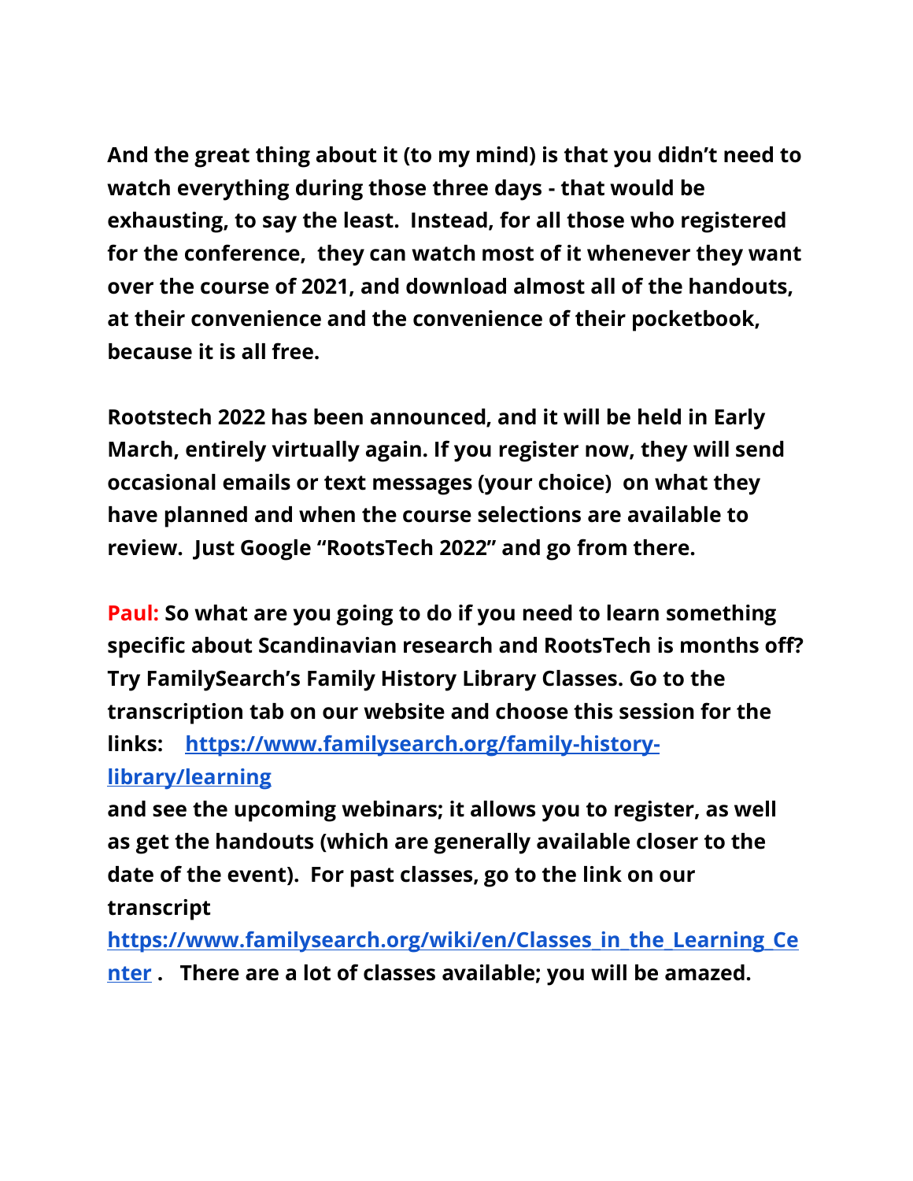**And the great thing about it (to my mind) is that you didn't need to watch everything during those three days - that would be exhausting, to say the least. Instead, for all those who registered for the conference, they can watch most of it whenever they want over the course of 2021, and download almost all of the handouts, at their convenience and the convenience of their pocketbook, because it is all free.**

**Rootstech 2022 has been announced, and it will be held in Early March, entirely virtually again. If you register now, they will send occasional emails or text messages (your choice) on what they have planned and when the course selections are available to review. Just Google "RootsTech 2022" and go from there.**

**Paul: So what are you going to do if you need to learn something specific about Scandinavian research and RootsTech is months off? Try FamilySearch's Family History Library Classes. Go to the transcription tab on our website and choose this session for the links: [https://www.familysearch.org/family-history-library/learning](https://www.familysearch.org/family-history-library/learning) and see the upcoming webinars; it allows you to register, as well as get the handouts (which are generally available closer to the date of the event). For past classes, go to the link on our transcript [https://www.familysearch.org/wiki/en/Classes_in_the_Learning_Center](https://www.familysearch.org/wiki/en/Classes_in_the_Learning_Center) . There are a lot of classes available; you will be amazed.**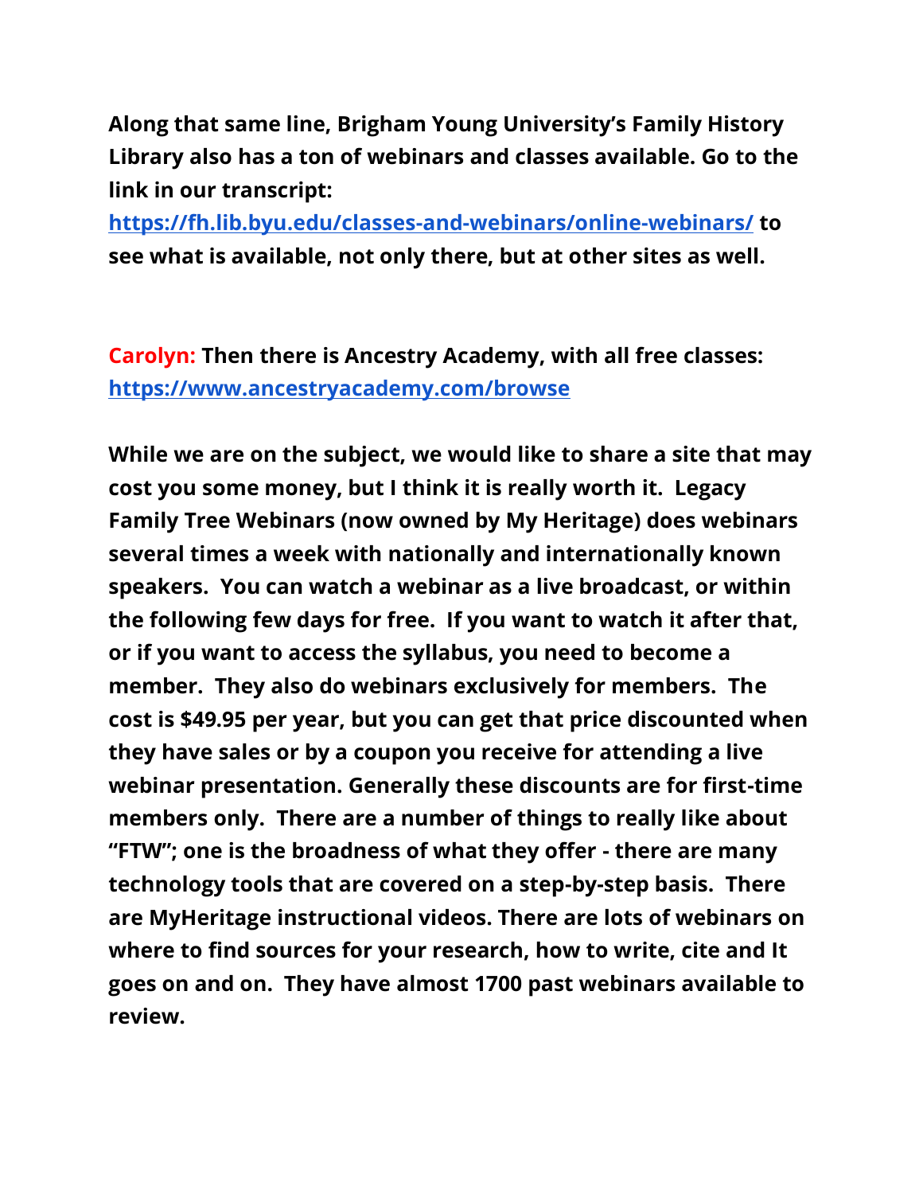**Along that same line, Brigham Young University's Family History Library also has a ton of webinars and classes available. Go to the link in our transcript: [https://fh.lib.byu.edu/classes-and-webinars/online-webinars/](https://fh.lib.byu.edu/classes-and-webinars/online-webinars/) to see what is available, not only there, but at other sites as well.**

**Carolyn: Then there is Ancestry Academy, with all free classes: [https://www.ancestryacademy.com/browse](https://www.ancestryacademy.com/browse)**

**While we are on the subject, we would like to share a site that may cost you some money, but I think it is really worth it. Legacy Family Tree Webinars (now owned by My Heritage) does webinars several times a week with nationally and internationally known speakers. You can watch a webinar as a live broadcast, or within the following few days for free. If you want to watch it after that, or if you want to access the syllabus, you need to become a member. They also do webinars exclusively for members. The cost is $49.95 per year, but you can get that price discounted when they have sales or by a coupon you receive for attending a live webinar presentation. Generally these discounts are for first-time members only. There are a number of things to really like about "FTW"; one is the broadness of what they offer - there are many technology tools that are covered on a step-by-step basis. There are MyHeritage instructional videos. There are lots of webinars on where to find sources for your research, how to write, cite and It goes on and on. They have almost 1700 past webinars available to review.**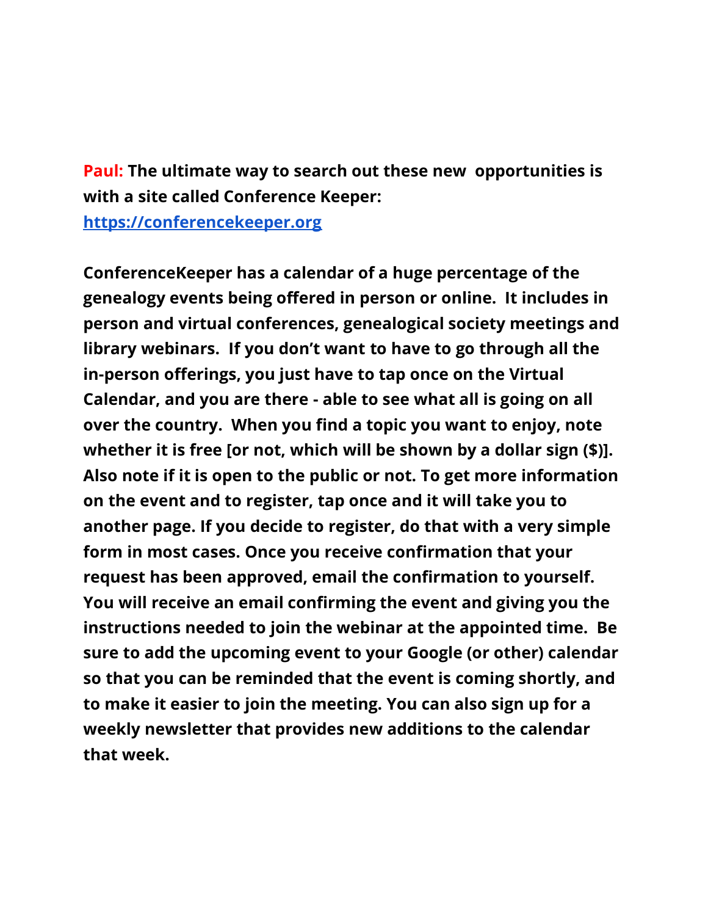**Paul: The ultimate way to search out these new opportunities is with a site called Conference Keeper:**
**[https://conferencekeeper.org](https://conferencekeeper.org)**

**ConferenceKeeper has a calendar of a huge percentage of the genealogy events being offered in person or online. It includes in person and virtual conferences, genealogical society meetings and library webinars. If you don't want to have to go through all the in-person offerings, you just have to tap once on the Virtual Calendar, and you are there - able to see what all is going on all over the country. When you find a topic you want to enjoy, note whether it is free [or not, which will be shown by a dollar sign ($)]. Also note if it is open to the public or not. To get more information on the event and to register, tap once and it will take you to another page. If you decide to register, do that with a very simple form in most cases. Once you receive confirmation that your request has been approved, email the confirmation to yourself. You will receive an email confirming the event and giving you the instructions needed to join the webinar at the appointed time. Be sure to add the upcoming event to your Google (or other) calendar so that you can be reminded that the event is coming shortly, and to make it easier to join the meeting. You can also sign up for a weekly newsletter that provides new additions to the calendar that week.**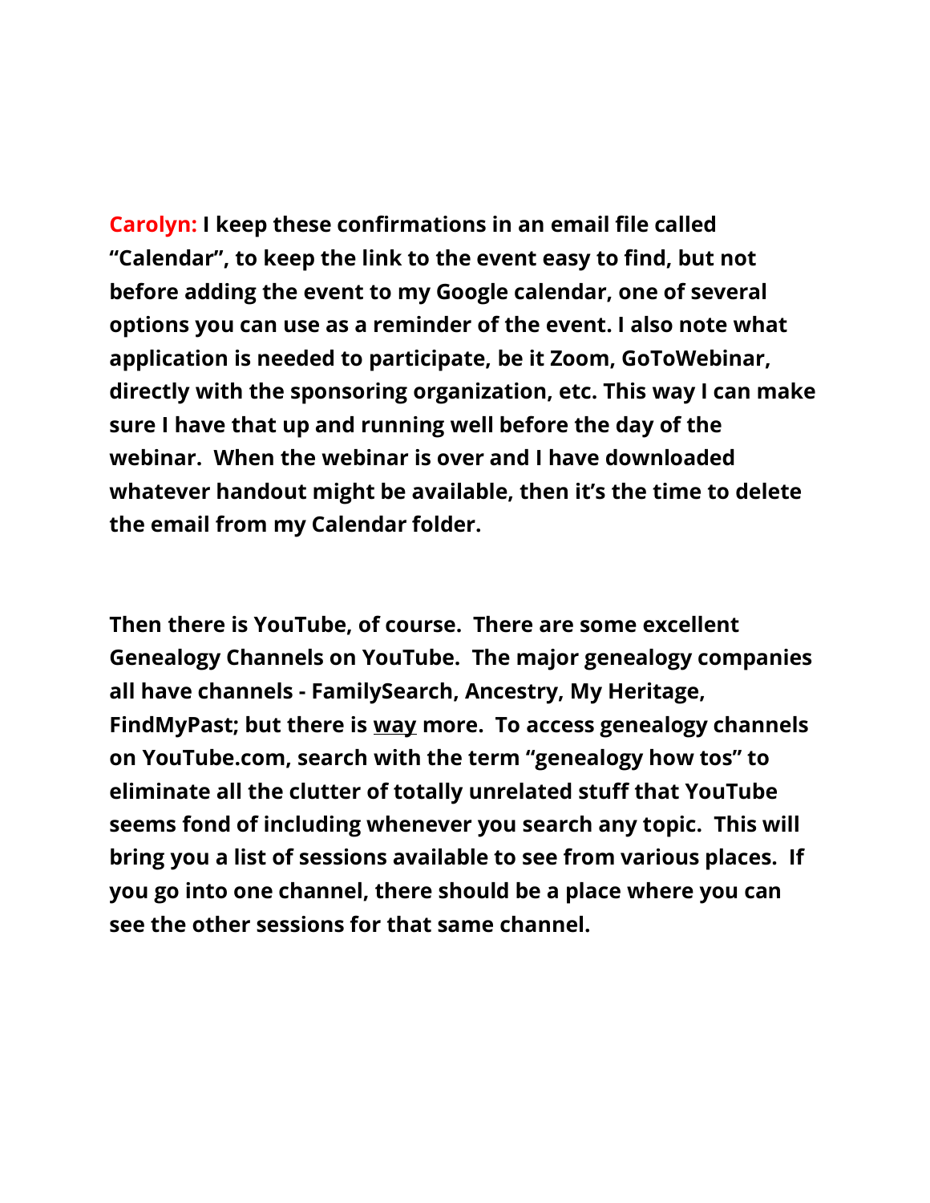**Carolyn: I keep these confirmations in an email file called "Calendar", to keep the link to the event easy to find, but not before adding the event to my Google calendar, one of several options you can use as a reminder of the event. I also note what application is needed to participate, be it Zoom, GoToWebinar, directly with the sponsoring organization, etc. This way I can make sure I have that up and running well before the day of the webinar. When the webinar is over and I have downloaded whatever handout might be available, then it's the time to delete the email from my Calendar folder.**

**Then there is YouTube, of course. There are some excellent Genealogy Channels on YouTube. The major genealogy companies all have channels - FamilySearch, Ancestry, My Heritage, FindMyPast; but there is way more. To access genealogy channels on YouTube.com, search with the term "genealogy how tos" to eliminate all the clutter of totally unrelated stuff that YouTube seems fond of including whenever you search any topic. This will bring you a list of sessions available to see from various places. If you go into one channel, there should be a place where you can see the other sessions for that same channel.**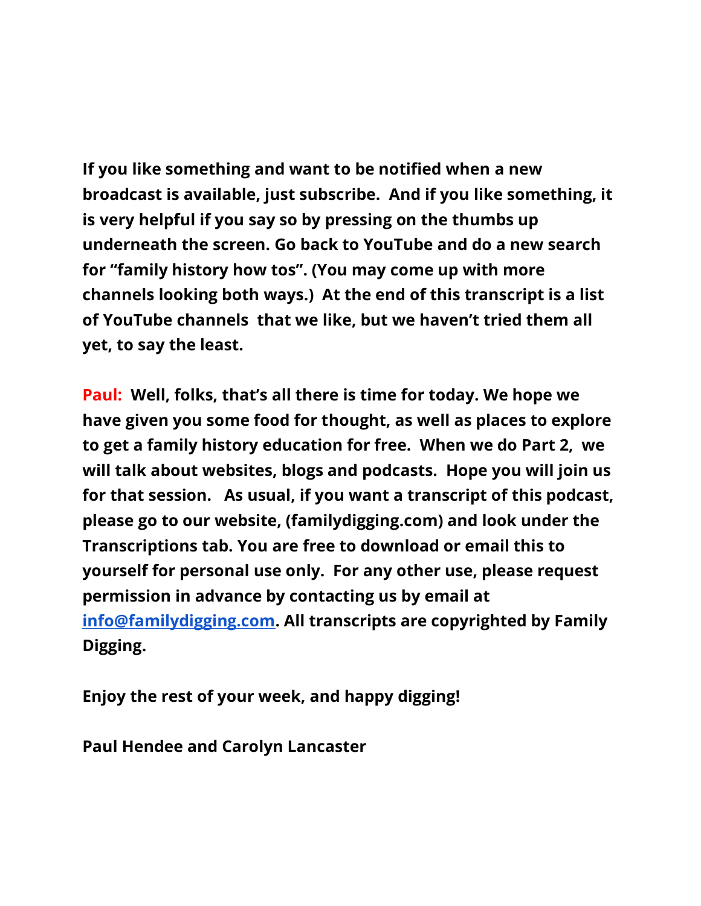**If you like something and want to be notified when a new broadcast is available, just subscribe. And if you like something, it is very helpful if you say so by pressing on the thumbs up underneath the screen. Go back to YouTube and do a new search for "family history how tos". (You may come up with more channels looking both ways.) At the end of this transcript is a list of YouTube channels that we like, but we haven't tried them all yet, to say the least.**

**Paul: Well, folks, that's all there is time for today. We hope we have given you some food for thought, as well as places to explore to get a family history education for free. When we do Part 2, we will talk about websites, blogs and podcasts. Hope you will join us for that session. As usual, if you want a transcript of this podcast, please go to our website, (familydigging.com) and look under the Transcriptions tab. You are free to download or email this to yourself for personal use only. For any other use, please request permission in advance by contacting us by email at [info@familydigging.com](mailto:info@familydigging.com). All transcripts are copyrighted by Family Digging.**

**Enjoy the rest of your week, and happy digging!**

**Paul Hendee and Carolyn Lancaster**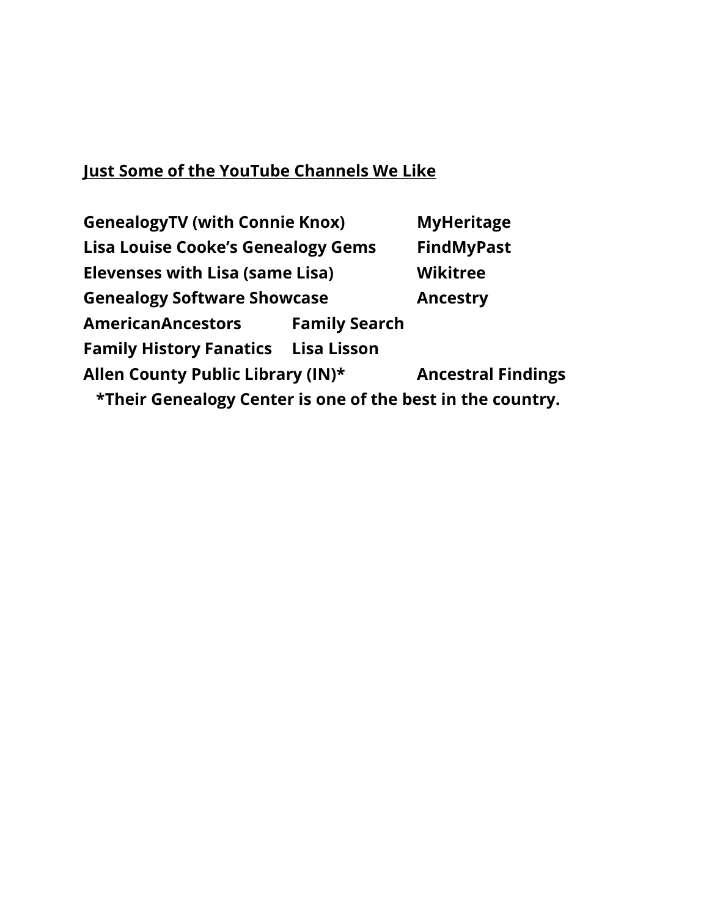**Just Some of the YouTube Channels We Like**

**GenealogyTV (with Connie Knox)**
**Lisa Louise Cooke's Genealogy Gems**
**Elevenses with Lisa (same Lisa)**
**Genealogy Software Showcase**
**AmericanAncestors**
**Family Search**
**Family History Fanatics**
**Lisa Lisson**
**Allen County Public Library (IN)***
**MyHeritage**
**FindMyPast**
**Wikitree**
**Ancestry**
**Ancestral Findings**

**\*Their Genealogy Center is one of the best in the country.**